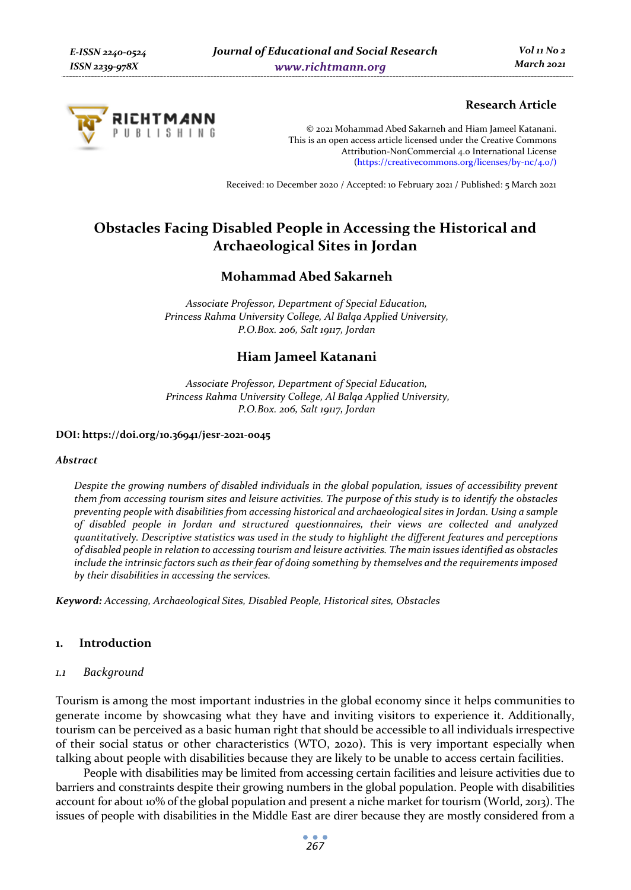**Research Article**

© 2021 Mohammad Abed Sakarneh and Hiam Jameel Katanani.
This is an open access article licensed under the Creative Commons Attribution-NonCommercial 4.0 International License (https://creativecommons.org/licenses/by-nc/4.0/)

Received: 10 December 2020 / Accepted: 10 February 2021 / Published: 5 March 2021

# Obstacles Facing Disabled People in Accessing the Historical and Archaeological Sites in Jordan

## Mohammad Abed Sakarneh

*Associate Professor, Department of Special Education,*
*Princess Rahma University College, Al Balqa Applied University,*
*P.O.Box. 206, Salt 19117, Jordan*

## Hiam Jameel Katanani

*Associate Professor, Department of Special Education,*
*Princess Rahma University College, Al Balqa Applied University,*
*P.O.Box. 206, Salt 19117, Jordan*

**DOI: https://doi.org/10.36941/jesr-2021-0045**

***Abstract***

*Despite the growing numbers of disabled individuals in the global population, issues of accessibility prevent them from accessing tourism sites and leisure activities. The purpose of this study is to identify the obstacles preventing people with disabilities from accessing historical and archaeological sites in Jordan. Using a sample of disabled people in Jordan and structured questionnaires, their views are collected and analyzed quantitatively. Descriptive statistics was used in the study to highlight the different features and perceptions of disabled people in relation to accessing tourism and leisure activities. The main issues identified as obstacles include the intrinsic factors such as their fear of doing something by themselves and the requirements imposed by their disabilities in accessing the services.*

***Keyword:*** *Accessing, Archaeological Sites, Disabled People, Historical sites, Obstacles*

## 1. Introduction

### *1.1 Background*

Tourism is among the most important industries in the global economy since it helps communities to generate income by showcasing what they have and inviting visitors to experience it. Additionally, tourism can be perceived as a basic human right that should be accessible to all individuals irrespective of their social status or other characteristics (WTO, 2020). This is very important especially when talking about people with disabilities because they are likely to be unable to access certain facilities.

People with disabilities may be limited from accessing certain facilities and leisure activities due to barriers and constraints despite their growing numbers in the global population. People with disabilities account for about 10% of the global population and present a niche market for tourism (World, 2013). The issues of people with disabilities in the Middle East are direr because they are mostly considered from a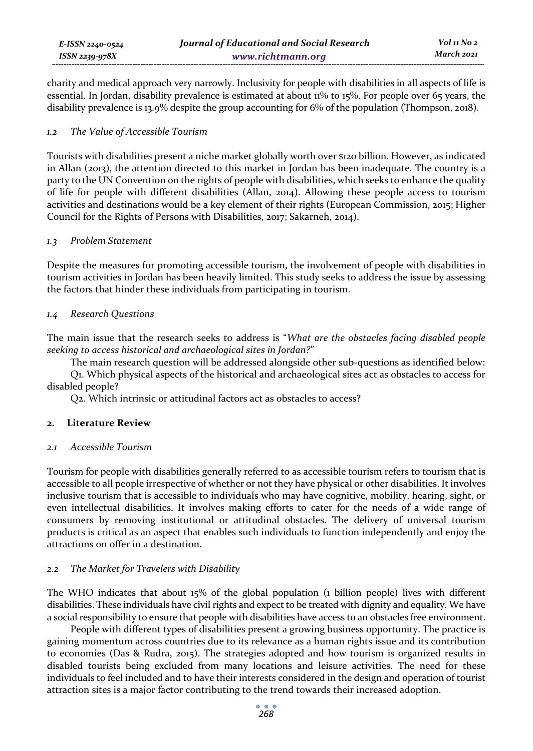charity and medical approach very narrowly. Inclusivity for people with disabilities in all aspects of life is essential. In Jordan, disability prevalence is estimated at about 11% to 15%. For people over 65 years, the disability prevalence is 13.9% despite the group accounting for 6% of the population (Thompson, 2018).

### *1.2 The Value of Accessible Tourism*

Tourists with disabilities present a niche market globally worth over $120 billion. However, as indicated in Allan (2013), the attention directed to this market in Jordan has been inadequate. The country is a party to the UN Convention on the rights of people with disabilities, which seeks to enhance the quality of life for people with different disabilities (Allan, 2014). Allowing these people access to tourism activities and destinations would be a key element of their rights (European Commission, 2015; Higher Council for the Rights of Persons with Disabilities, 2017; Sakarneh, 2014).

### *1.3 Problem Statement*

Despite the measures for promoting accessible tourism, the involvement of people with disabilities in tourism activities in Jordan has been heavily limited. This study seeks to address the issue by assessing the factors that hinder these individuals from participating in tourism.

### *1.4 Research Questions*

The main issue that the research seeks to address is "*What are the obstacles facing disabled people seeking to access historical and archaeological sites in Jordan?*"

The main research question will be addressed alongside other sub-questions as identified below:

Q1. Which physical aspects of the historical and archaeological sites act as obstacles to access for disabled people?

Q2. Which intrinsic or attitudinal factors act as obstacles to access?

## 2. Literature Review

### *2.1 Accessible Tourism*

Tourism for people with disabilities generally referred to as accessible tourism refers to tourism that is accessible to all people irrespective of whether or not they have physical or other disabilities. It involves inclusive tourism that is accessible to individuals who may have cognitive, mobility, hearing, sight, or even intellectual disabilities. It involves making efforts to cater for the needs of a wide range of consumers by removing institutional or attitudinal obstacles. The delivery of universal tourism products is critical as an aspect that enables such individuals to function independently and enjoy the attractions on offer in a destination.

### *2.2 The Market for Travelers with Disability*

The WHO indicates that about 15% of the global population (1 billion people) lives with different disabilities. These individuals have civil rights and expect to be treated with dignity and equality. We have a social responsibility to ensure that people with disabilities have access to an obstacles free environment.

People with different types of disabilities present a growing business opportunity. The practice is gaining momentum across countries due to its relevance as a human rights issue and its contribution to economies (Das & Rudra, 2015). The strategies adopted and how tourism is organized results in disabled tourists being excluded from many locations and leisure activities. The need for these individuals to feel included and to have their interests considered in the design and operation of tourist attraction sites is a major factor contributing to the trend towards their increased adoption.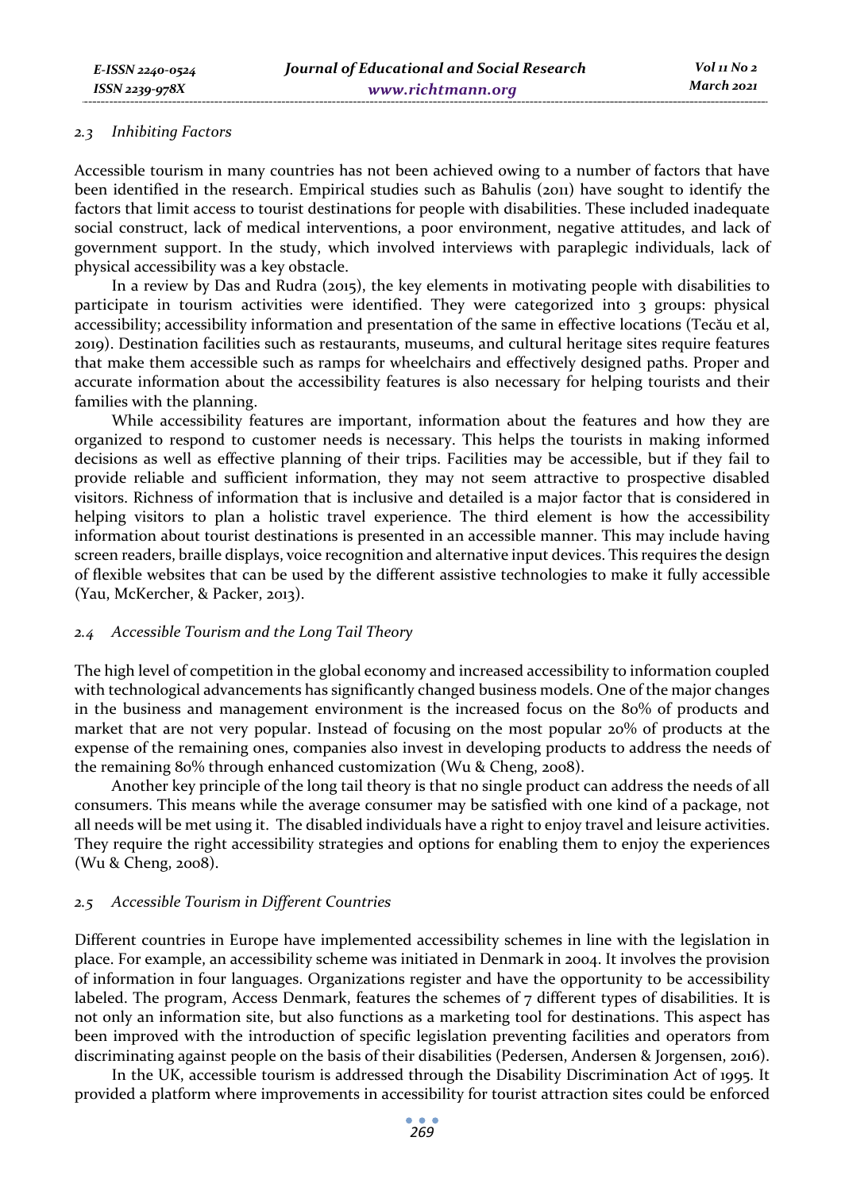### *2.3 Inhibiting Factors*

Accessible tourism in many countries has not been achieved owing to a number of factors that have been identified in the research. Empirical studies such as Bahulis (2011) have sought to identify the factors that limit access to tourist destinations for people with disabilities. These included inadequate social construct, lack of medical interventions, a poor environment, negative attitudes, and lack of government support. In the study, which involved interviews with paraplegic individuals, lack of physical accessibility was a key obstacle.

In a review by Das and Rudra (2015), the key elements in motivating people with disabilities to participate in tourism activities were identified. They were categorized into 3 groups: physical accessibility; accessibility information and presentation of the same in effective locations (Tecău et al, 2019). Destination facilities such as restaurants, museums, and cultural heritage sites require features that make them accessible such as ramps for wheelchairs and effectively designed paths. Proper and accurate information about the accessibility features is also necessary for helping tourists and their families with the planning.

While accessibility features are important, information about the features and how they are organized to respond to customer needs is necessary. This helps the tourists in making informed decisions as well as effective planning of their trips. Facilities may be accessible, but if they fail to provide reliable and sufficient information, they may not seem attractive to prospective disabled visitors. Richness of information that is inclusive and detailed is a major factor that is considered in helping visitors to plan a holistic travel experience. The third element is how the accessibility information about tourist destinations is presented in an accessible manner. This may include having screen readers, braille displays, voice recognition and alternative input devices. This requires the design of flexible websites that can be used by the different assistive technologies to make it fully accessible (Yau, McKercher, & Packer, 2013).

### *2.4 Accessible Tourism and the Long Tail Theory*

The high level of competition in the global economy and increased accessibility to information coupled with technological advancements has significantly changed business models. One of the major changes in the business and management environment is the increased focus on the 80% of products and market that are not very popular. Instead of focusing on the most popular 20% of products at the expense of the remaining ones, companies also invest in developing products to address the needs of the remaining 80% through enhanced customization (Wu & Cheng, 2008).

Another key principle of the long tail theory is that no single product can address the needs of all consumers. This means while the average consumer may be satisfied with one kind of a package, not all needs will be met using it. The disabled individuals have a right to enjoy travel and leisure activities. They require the right accessibility strategies and options for enabling them to enjoy the experiences (Wu & Cheng, 2008).

### *2.5 Accessible Tourism in Different Countries*

Different countries in Europe have implemented accessibility schemes in line with the legislation in place. For example, an accessibility scheme was initiated in Denmark in 2004. It involves the provision of information in four languages. Organizations register and have the opportunity to be accessibility labeled. The program, Access Denmark, features the schemes of 7 different types of disabilities. It is not only an information site, but also functions as a marketing tool for destinations. This aspect has been improved with the introduction of specific legislation preventing facilities and operators from discriminating against people on the basis of their disabilities (Pedersen, Andersen & Jorgensen, 2016).

In the UK, accessible tourism is addressed through the Disability Discrimination Act of 1995. It provided a platform where improvements in accessibility for tourist attraction sites could be enforced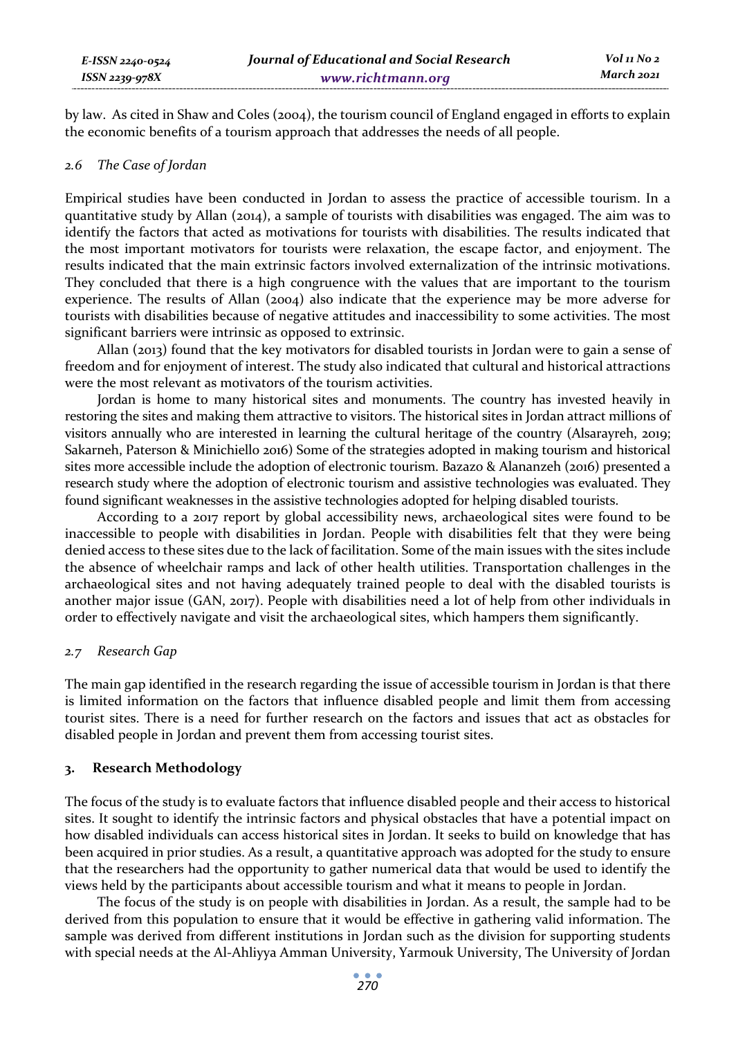by law. As cited in Shaw and Coles (2004), the tourism council of England engaged in efforts to explain the economic benefits of a tourism approach that addresses the needs of all people.

### *2.6 The Case of Jordan*

Empirical studies have been conducted in Jordan to assess the practice of accessible tourism. In a quantitative study by Allan (2014), a sample of tourists with disabilities was engaged. The aim was to identify the factors that acted as motivations for tourists with disabilities. The results indicated that the most important motivators for tourists were relaxation, the escape factor, and enjoyment. The results indicated that the main extrinsic factors involved externalization of the intrinsic motivations. They concluded that there is a high congruence with the values that are important to the tourism experience. The results of Allan (2004) also indicate that the experience may be more adverse for tourists with disabilities because of negative attitudes and inaccessibility to some activities. The most significant barriers were intrinsic as opposed to extrinsic.

Allan (2013) found that the key motivators for disabled tourists in Jordan were to gain a sense of freedom and for enjoyment of interest. The study also indicated that cultural and historical attractions were the most relevant as motivators of the tourism activities.

Jordan is home to many historical sites and monuments. The country has invested heavily in restoring the sites and making them attractive to visitors. The historical sites in Jordan attract millions of visitors annually who are interested in learning the cultural heritage of the country (Alsarayreh, 2019; Sakarneh, Paterson & Minichiello 2016) Some of the strategies adopted in making tourism and historical sites more accessible include the adoption of electronic tourism. Bazazo & Alananzeh (2016) presented a research study where the adoption of electronic tourism and assistive technologies was evaluated. They found significant weaknesses in the assistive technologies adopted for helping disabled tourists.

According to a 2017 report by global accessibility news, archaeological sites were found to be inaccessible to people with disabilities in Jordan. People with disabilities felt that they were being denied access to these sites due to the lack of facilitation. Some of the main issues with the sites include the absence of wheelchair ramps and lack of other health utilities. Transportation challenges in the archaeological sites and not having adequately trained people to deal with the disabled tourists is another major issue (GAN, 2017). People with disabilities need a lot of help from other individuals in order to effectively navigate and visit the archaeological sites, which hampers them significantly.

### *2.7 Research Gap*

The main gap identified in the research regarding the issue of accessible tourism in Jordan is that there is limited information on the factors that influence disabled people and limit them from accessing tourist sites. There is a need for further research on the factors and issues that act as obstacles for disabled people in Jordan and prevent them from accessing tourist sites.

## 3. Research Methodology

The focus of the study is to evaluate factors that influence disabled people and their access to historical sites. It sought to identify the intrinsic factors and physical obstacles that have a potential impact on how disabled individuals can access historical sites in Jordan. It seeks to build on knowledge that has been acquired in prior studies. As a result, a quantitative approach was adopted for the study to ensure that the researchers had the opportunity to gather numerical data that would be used to identify the views held by the participants about accessible tourism and what it means to people in Jordan.

The focus of the study is on people with disabilities in Jordan. As a result, the sample had to be derived from this population to ensure that it would be effective in gathering valid information. The sample was derived from different institutions in Jordan such as the division for supporting students with special needs at the Al-Ahliyya Amman University, Yarmouk University, The University of Jordan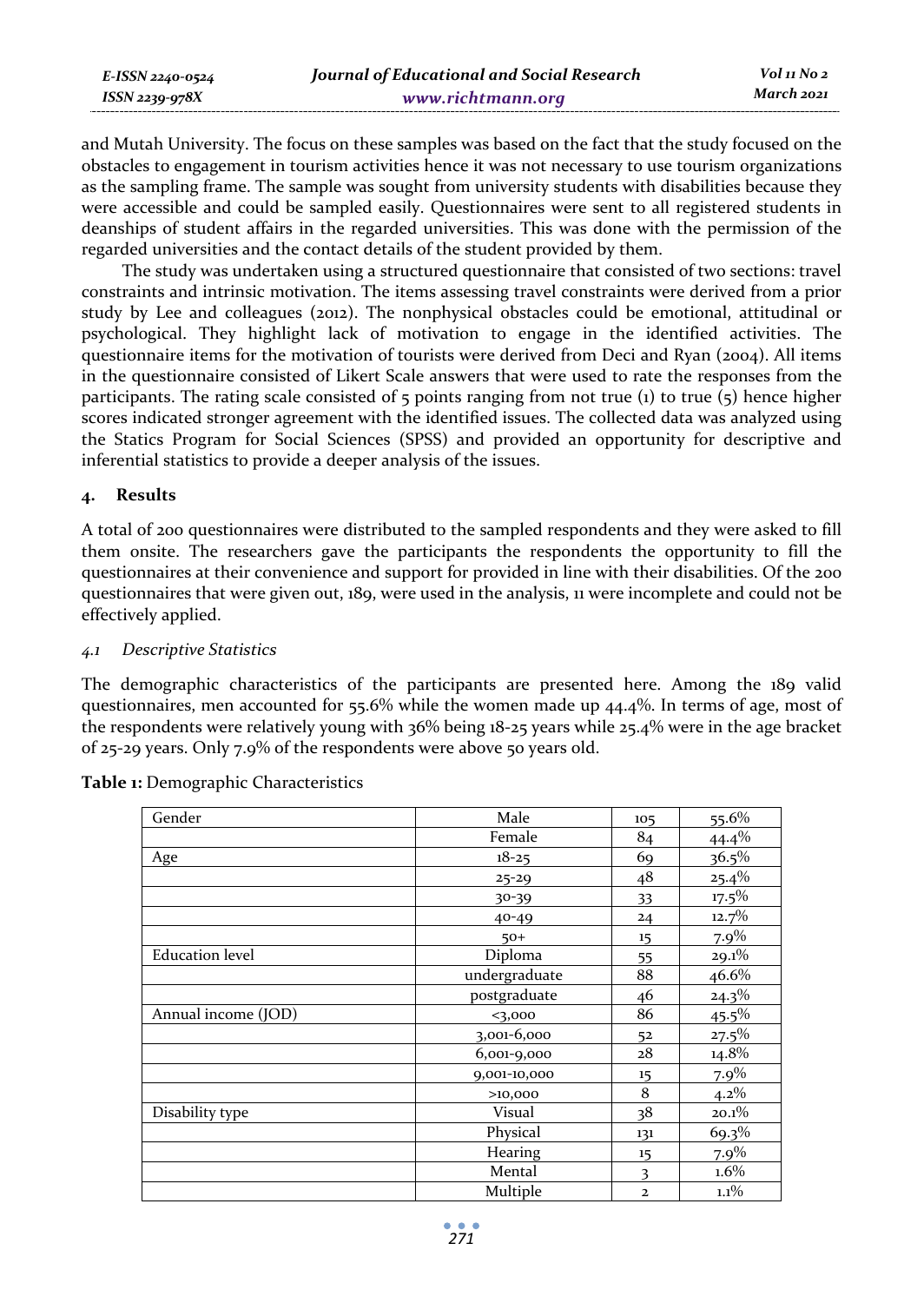and Mutah University. The focus on these samples was based on the fact that the study focused on the obstacles to engagement in tourism activities hence it was not necessary to use tourism organizations as the sampling frame. The sample was sought from university students with disabilities because they were accessible and could be sampled easily. Questionnaires were sent to all registered students in deanships of student affairs in the regarded universities. This was done with the permission of the regarded universities and the contact details of the student provided by them.

The study was undertaken using a structured questionnaire that consisted of two sections: travel constraints and intrinsic motivation. The items assessing travel constraints were derived from a prior study by Lee and colleagues (2012). The nonphysical obstacles could be emotional, attitudinal or psychological. They highlight lack of motivation to engage in the identified activities. The questionnaire items for the motivation of tourists were derived from Deci and Ryan (2004). All items in the questionnaire consisted of Likert Scale answers that were used to rate the responses from the participants. The rating scale consisted of 5 points ranging from not true (1) to true (5) hence higher scores indicated stronger agreement with the identified issues. The collected data was analyzed using the Statics Program for Social Sciences (SPSS) and provided an opportunity for descriptive and inferential statistics to provide a deeper analysis of the issues.

## 4. Results

A total of 200 questionnaires were distributed to the sampled respondents and they were asked to fill them onsite. The researchers gave the participants the respondents the opportunity to fill the questionnaires at their convenience and support for provided in line with their disabilities. Of the 200 questionnaires that were given out, 189, were used in the analysis, 11 were incomplete and could not be effectively applied.

### *4.1 Descriptive Statistics*

The demographic characteristics of the participants are presented here. Among the 189 valid questionnaires, men accounted for 55.6% while the women made up 44.4%. In terms of age, most of the respondents were relatively young with 36% being 18-25 years while 25.4% were in the age bracket of 25-29 years. Only 7.9% of the respondents were above 50 years old.

**Table 1:** Demographic Characteristics

| | | | |
|---|---|---|---|
| Gender | Male | 105 | 55.6% |
| | Female | 84 | 44.4% |
| Age | 18-25 | 69 | 36.5% |
| | 25-29 | 48 | 25.4% |
| | 30-39 | 33 | 17.5% |
| | 40-49 | 24 | 12.7% |
| | 50+ | 15 | 7.9% |
| Education level | Diploma | 55 | 29.1% |
| | undergraduate | 88 | 46.6% |
| | postgraduate | 46 | 24.3% |
| Annual income (JOD) | <3,000 | 86 | 45.5% |
| | 3,001-6,000 | 52 | 27.5% |
| | 6,001-9,000 | 28 | 14.8% |
| | 9,001-10,000 | 15 | 7.9% |
| | >10,000 | 8 | 4.2% |
| Disability type | Visual | 38 | 20.1% |
| | Physical | 131 | 69.3% |
| | Hearing | 15 | 7.9% |
| | Mental | 3 | 1.6% |
| | Multiple | 2 | 1.1% |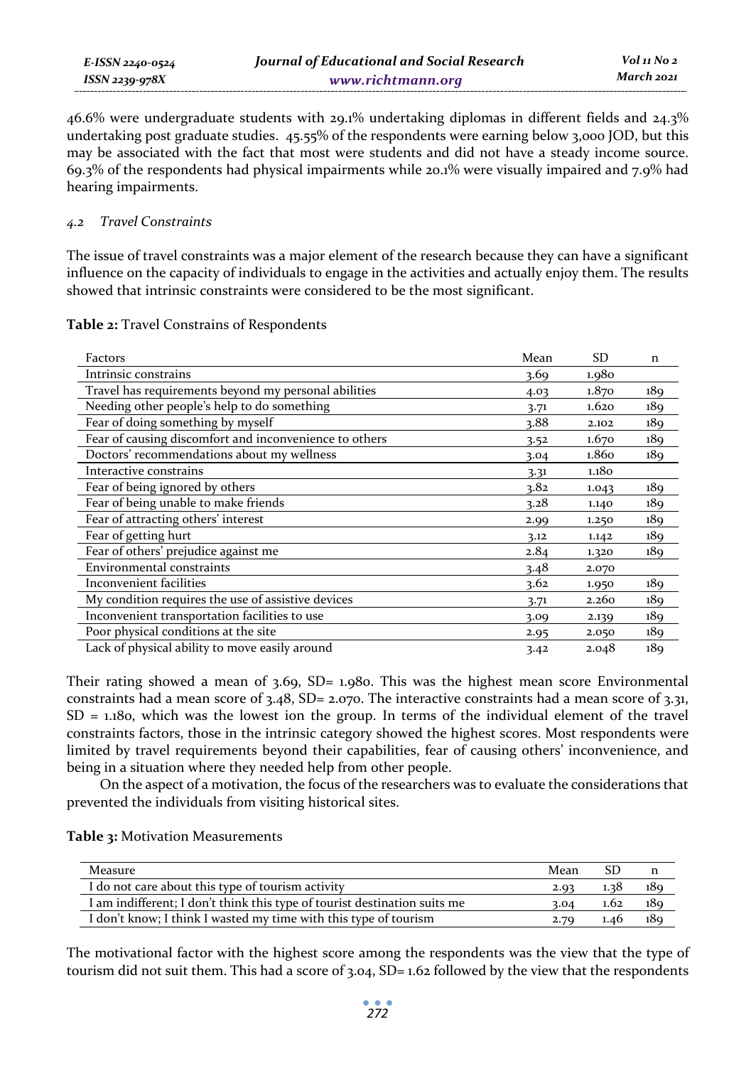46.6% were undergraduate students with 29.1% undertaking diplomas in different fields and 24.3% undertaking post graduate studies. 45.55% of the respondents were earning below 3,000 JOD, but this may be associated with the fact that most were students and did not have a steady income source. 69.3% of the respondents had physical impairments while 20.1% were visually impaired and 7.9% had hearing impairments.

### *4.2 Travel Constraints*

The issue of travel constraints was a major element of the research because they can have a significant influence on the capacity of individuals to engage in the activities and actually enjoy them. The results showed that intrinsic constraints were considered to be the most significant.

**Table 2:** Travel Constrains of Respondents

| Factors | Mean | SD | n |
|---|---|---|---|
| Intrinsic constrains | 3.69 | 1.980 | |
| Travel has requirements beyond my personal abilities | 4.03 | 1.870 | 189 |
| Needing other people's help to do something | 3.71 | 1.620 | 189 |
| Fear of doing something by myself | 3.88 | 2.102 | 189 |
| Fear of causing discomfort and inconvenience to others | 3.52 | 1.670 | 189 |
| Doctors' recommendations about my wellness | 3.04 | 1.860 | 189 |
| Interactive constrains | 3.31 | 1.180 | |
| Fear of being ignored by others | 3.82 | 1.043 | 189 |
| Fear of being unable to make friends | 3.28 | 1.140 | 189 |
| Fear of attracting others' interest | 2.99 | 1.250 | 189 |
| Fear of getting hurt | 3.12 | 1.142 | 189 |
| Fear of others' prejudice against me | 2.84 | 1.320 | 189 |
| Environmental constraints | 3.48 | 2.070 | |
| Inconvenient facilities | 3.62 | 1.950 | 189 |
| My condition requires the use of assistive devices | 3.71 | 2.260 | 189 |
| Inconvenient transportation facilities to use | 3.09 | 2.139 | 189 |
| Poor physical conditions at the site | 2.95 | 2.050 | 189 |
| Lack of physical ability to move easily around | 3.42 | 2.048 | 189 |

Their rating showed a mean of 3.69, SD= 1.980. This was the highest mean score Environmental constraints had a mean score of 3.48, SD= 2.070. The interactive constraints had a mean score of 3.31, SD = 1.180, which was the lowest ion the group. In terms of the individual element of the travel constraints factors, those in the intrinsic category showed the highest scores. Most respondents were limited by travel requirements beyond their capabilities, fear of causing others' inconvenience, and being in a situation where they needed help from other people.

On the aspect of a motivation, the focus of the researchers was to evaluate the considerations that prevented the individuals from visiting historical sites.

**Table 3:** Motivation Measurements

| Measure | Mean | SD | n |
|---|---|---|---|
| I do not care about this type of tourism activity | 2.93 | 1.38 | 189 |
| I am indifferent; I don't think this type of tourist destination suits me | 3.04 | 1.62 | 189 |
| I don't know; I think I wasted my time with this type of tourism | 2.79 | 1.46 | 189 |

The motivational factor with the highest score among the respondents was the view that the type of tourism did not suit them. This had a score of 3.04, SD= 1.62 followed by the view that the respondents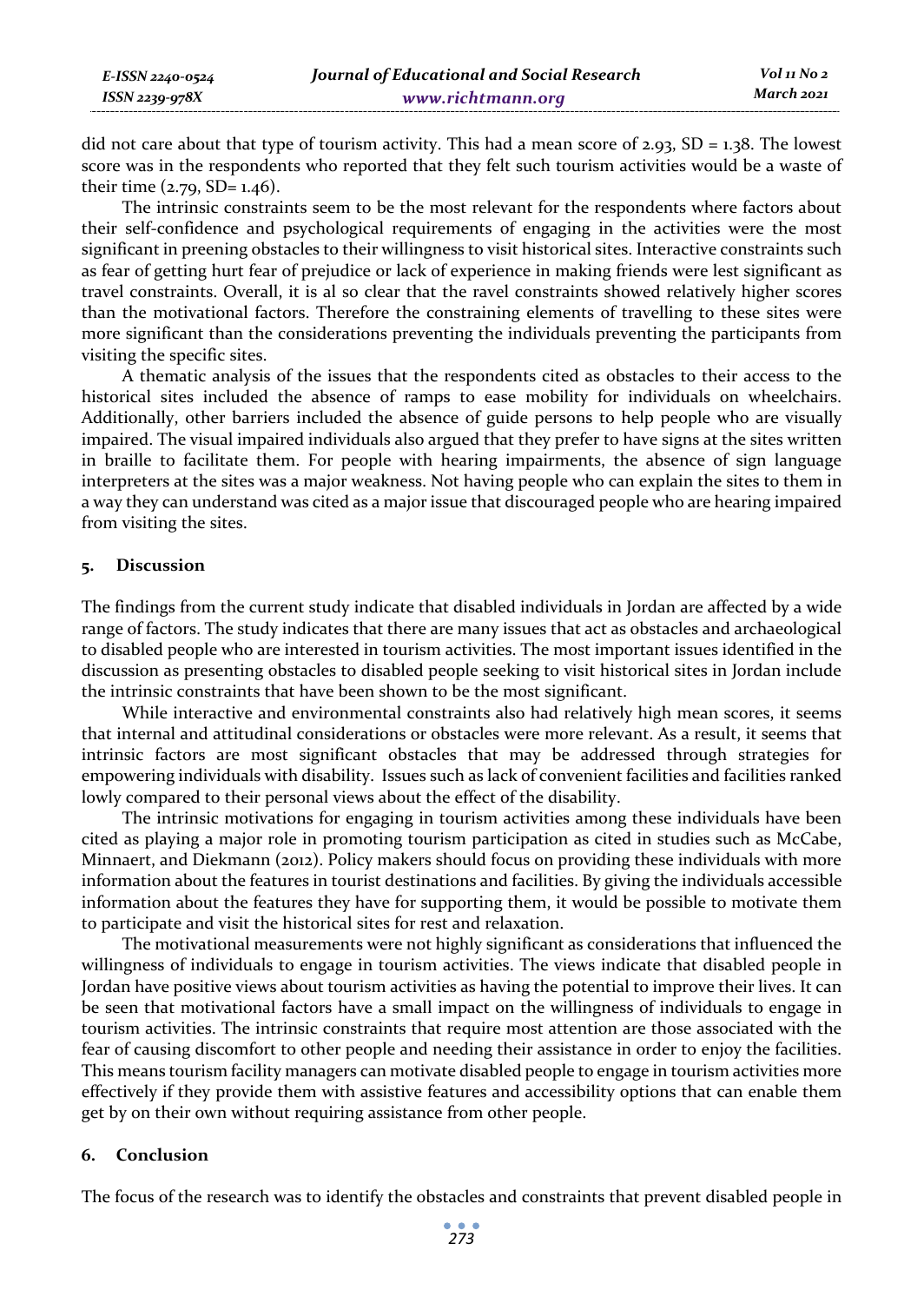did not care about that type of tourism activity. This had a mean score of 2.93, SD = 1.38. The lowest score was in the respondents who reported that they felt such tourism activities would be a waste of their time (2.79, SD= 1.46).

The intrinsic constraints seem to be the most relevant for the respondents where factors about their self-confidence and psychological requirements of engaging in the activities were the most significant in preening obstacles to their willingness to visit historical sites. Interactive constraints such as fear of getting hurt fear of prejudice or lack of experience in making friends were lest significant as travel constraints. Overall, it is al so clear that the ravel constraints showed relatively higher scores than the motivational factors. Therefore the constraining elements of travelling to these sites were more significant than the considerations preventing the individuals preventing the participants from visiting the specific sites.

A thematic analysis of the issues that the respondents cited as obstacles to their access to the historical sites included the absence of ramps to ease mobility for individuals on wheelchairs. Additionally, other barriers included the absence of guide persons to help people who are visually impaired. The visual impaired individuals also argued that they prefer to have signs at the sites written in braille to facilitate them. For people with hearing impairments, the absence of sign language interpreters at the sites was a major weakness. Not having people who can explain the sites to them in a way they can understand was cited as a major issue that discouraged people who are hearing impaired from visiting the sites.

## 5. Discussion

The findings from the current study indicate that disabled individuals in Jordan are affected by a wide range of factors. The study indicates that there are many issues that act as obstacles and archaeological to disabled people who are interested in tourism activities. The most important issues identified in the discussion as presenting obstacles to disabled people seeking to visit historical sites in Jordan include the intrinsic constraints that have been shown to be the most significant.

While interactive and environmental constraints also had relatively high mean scores, it seems that internal and attitudinal considerations or obstacles were more relevant. As a result, it seems that intrinsic factors are most significant obstacles that may be addressed through strategies for empowering individuals with disability. Issues such as lack of convenient facilities and facilities ranked lowly compared to their personal views about the effect of the disability.

The intrinsic motivations for engaging in tourism activities among these individuals have been cited as playing a major role in promoting tourism participation as cited in studies such as McCabe, Minnaert, and Diekmann (2012). Policy makers should focus on providing these individuals with more information about the features in tourist destinations and facilities. By giving the individuals accessible information about the features they have for supporting them, it would be possible to motivate them to participate and visit the historical sites for rest and relaxation.

The motivational measurements were not highly significant as considerations that influenced the willingness of individuals to engage in tourism activities. The views indicate that disabled people in Jordan have positive views about tourism activities as having the potential to improve their lives. It can be seen that motivational factors have a small impact on the willingness of individuals to engage in tourism activities. The intrinsic constraints that require most attention are those associated with the fear of causing discomfort to other people and needing their assistance in order to enjoy the facilities. This means tourism facility managers can motivate disabled people to engage in tourism activities more effectively if they provide them with assistive features and accessibility options that can enable them get by on their own without requiring assistance from other people.

## 6. Conclusion

The focus of the research was to identify the obstacles and constraints that prevent disabled people in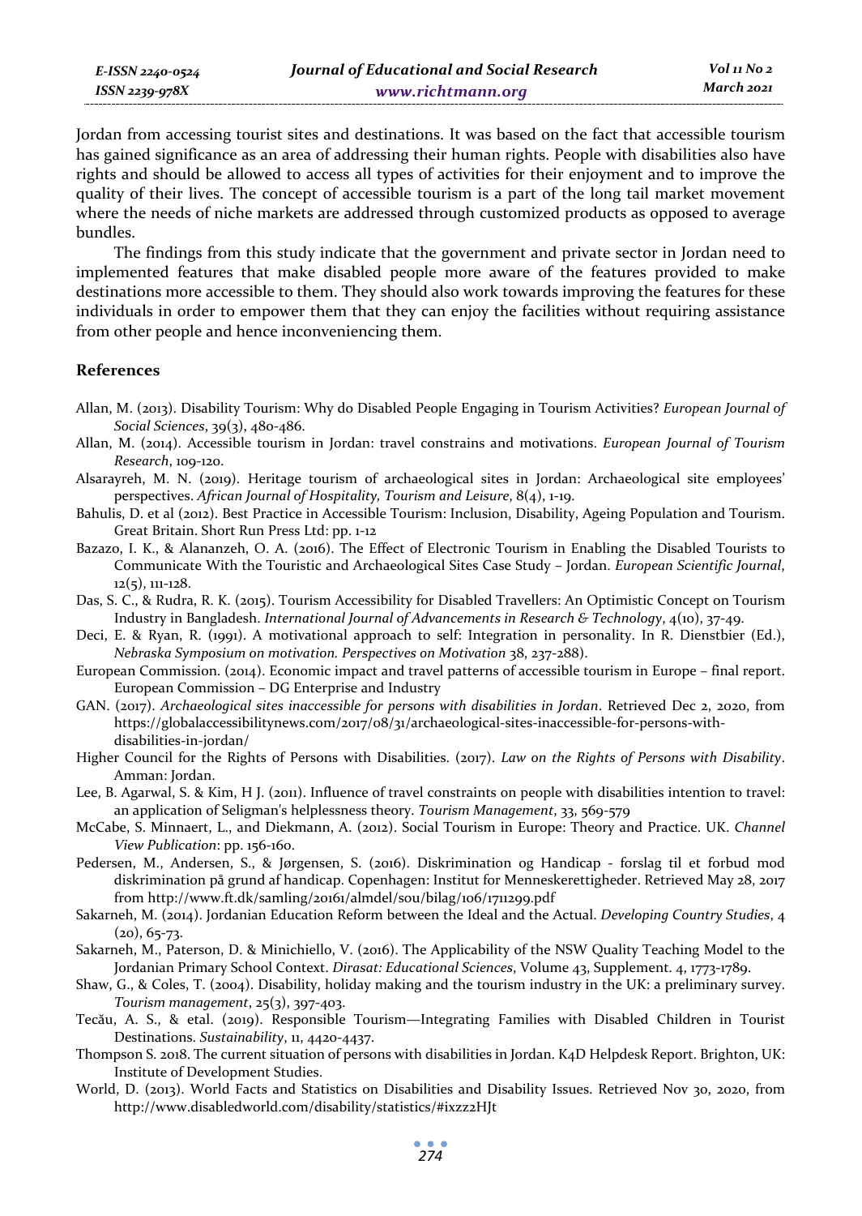Jordan from accessing tourist sites and destinations. It was based on the fact that accessible tourism has gained significance as an area of addressing their human rights. People with disabilities also have rights and should be allowed to access all types of activities for their enjoyment and to improve the quality of their lives. The concept of accessible tourism is a part of the long tail market movement where the needs of niche markets are addressed through customized products as opposed to average bundles.

The findings from this study indicate that the government and private sector in Jordan need to implemented features that make disabled people more aware of the features provided to make destinations more accessible to them. They should also work towards improving the features for these individuals in order to empower them that they can enjoy the facilities without requiring assistance from other people and hence inconveniencing them.

## References

Allan, M. (2013). Disability Tourism: Why do Disabled People Engaging in Tourism Activities? *European Journal of Social Sciences*, 39(3), 480-486.

Allan, M. (2014). Accessible tourism in Jordan: travel constrains and motivations. *European Journal of Tourism Research*, 109-120.

Alsarayreh, M. N. (2019). Heritage tourism of archaeological sites in Jordan: Archaeological site employees' perspectives. *African Journal of Hospitality, Tourism and Leisure*, 8(4), 1-19.

Bahulis, D. et al (2012). Best Practice in Accessible Tourism: Inclusion, Disability, Ageing Population and Tourism. Great Britain. Short Run Press Ltd: pp. 1-12

Bazazo, I. K., & Alananzeh, O. A. (2016). The Effect of Electronic Tourism in Enabling the Disabled Tourists to Communicate With the Touristic and Archaeological Sites Case Study – Jordan. *European Scientific Journal*, 12(5), 111-128.

Das, S. C., & Rudra, R. K. (2015). Tourism Accessibility for Disabled Travellers: An Optimistic Concept on Tourism Industry in Bangladesh. *International Journal of Advancements in Research & Technology*, 4(10), 37-49.

Deci, E. & Ryan, R. (1991). A motivational approach to self: Integration in personality. In R. Dienstbier (Ed.), *Nebraska Symposium on motivation. Perspectives on Motivation* 38, 237-288).

European Commission. (2014). Economic impact and travel patterns of accessible tourism in Europe – final report. European Commission – DG Enterprise and Industry

GAN. (2017). *Archaeological sites inaccessible for persons with disabilities in Jordan*. Retrieved Dec 2, 2020, from https://globalaccessibilitynews.com/2017/08/31/archaeological-sites-inaccessible-for-persons-with-disabilities-in-jordan/

Higher Council for the Rights of Persons with Disabilities. (2017). *Law on the Rights of Persons with Disability*. Amman: Jordan.

Lee, B. Agarwal, S. & Kim, H J. (2011). Influence of travel constraints on people with disabilities intention to travel: an application of Seligman's helplessness theory. *Tourism Management*, 33, 569-579

McCabe, S. Minnaert, L., and Diekmann, A. (2012). Social Tourism in Europe: Theory and Practice. UK. *Channel View Publication*: pp. 156-160.

Pedersen, M., Andersen, S., & Jørgensen, S. (2016). Diskrimination og Handicap - forslag til et forbud mod diskrimination på grund af handicap. Copenhagen: Institut for Menneskerettigheder. Retrieved May 28, 2017 from http://www.ft.dk/samling/20161/almdel/sou/bilag/106/1711299.pdf

Sakarneh, M. (2014). Jordanian Education Reform between the Ideal and the Actual. *Developing Country Studies*, 4 (20), 65-73.

Sakarneh, M., Paterson, D. & Minichiello, V. (2016). The Applicability of the NSW Quality Teaching Model to the Jordanian Primary School Context. *Dirasat: Educational Sciences*, Volume 43, Supplement. 4, 1773-1789.

Shaw, G., & Coles, T. (2004). Disability, holiday making and the tourism industry in the UK: a preliminary survey. *Tourism management*, 25(3), 397-403.

Tecău, A. S., & etal. (2019). Responsible Tourism—Integrating Families with Disabled Children in Tourist Destinations. *Sustainability*, 11, 4420-4437.

Thompson S. 2018. The current situation of persons with disabilities in Jordan. K4D Helpdesk Report. Brighton, UK: Institute of Development Studies.

World, D. (2013). World Facts and Statistics on Disabilities and Disability Issues. Retrieved Nov 30, 2020, from http://www.disabledworld.com/disability/statistics/#ixzz2HJt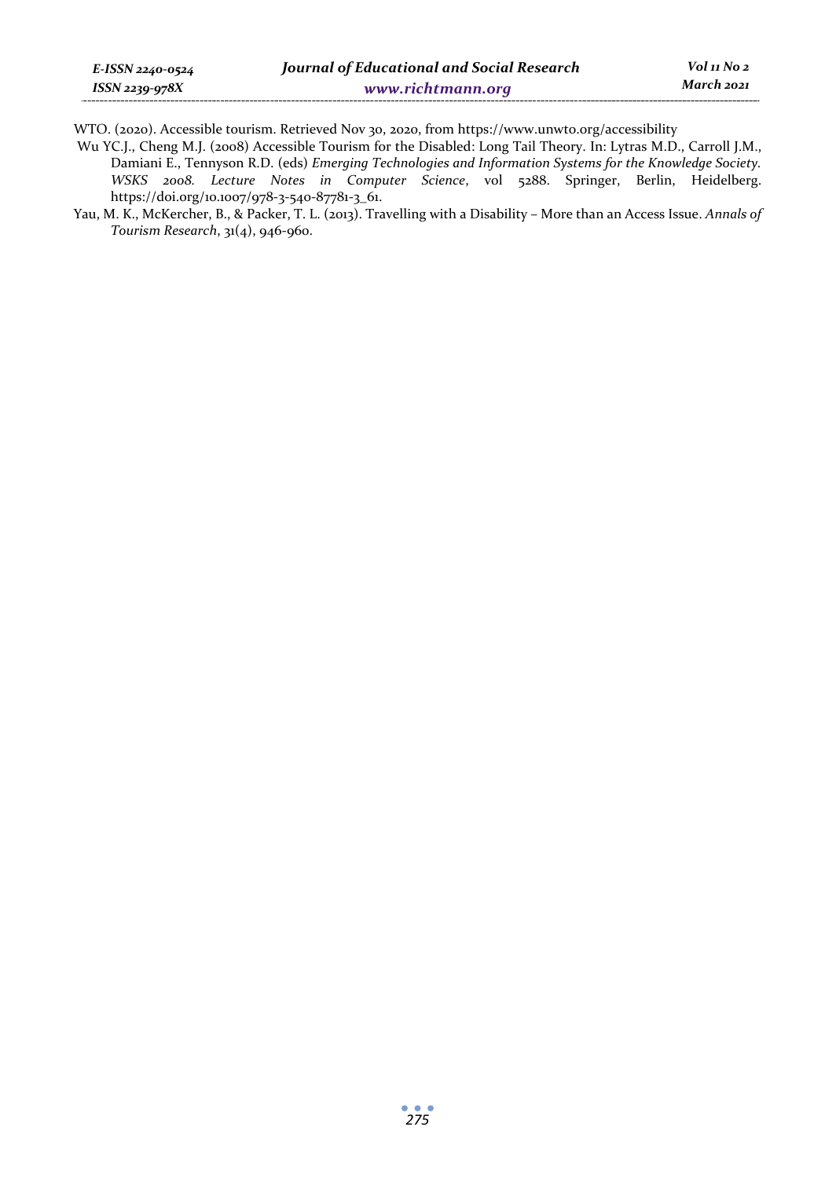WTO. (2020). Accessible tourism. Retrieved Nov 30, 2020, from https://www.unwto.org/accessibility

Wu YC.J., Cheng M.J. (2008) Accessible Tourism for the Disabled: Long Tail Theory. In: Lytras M.D., Carroll J.M., Damiani E., Tennyson R.D. (eds) *Emerging Technologies and Information Systems for the Knowledge Society. WSKS 2008. Lecture Notes in Computer Science*, vol 5288. Springer, Berlin, Heidelberg. https://doi.org/10.1007/978-3-540-87781-3_61.

Yau, M. K., McKercher, B., & Packer, T. L. (2013). Travelling with a Disability – More than an Access Issue. *Annals of Tourism Research*, 31(4), 946-960.